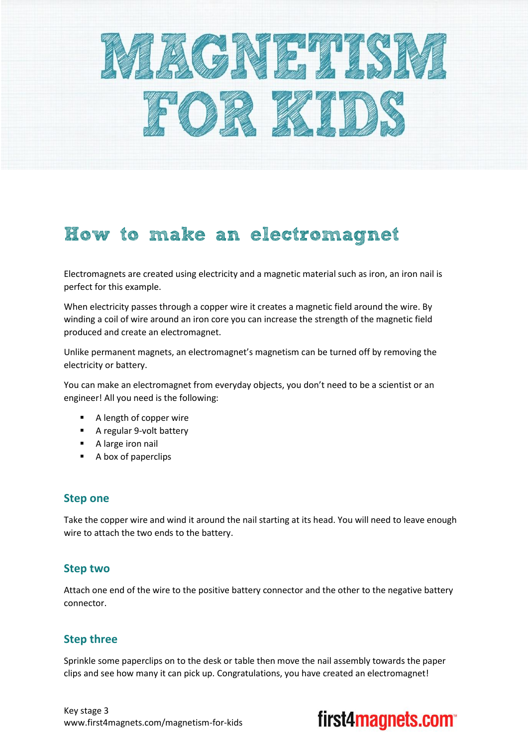# MAGNETISM FOR KIDS

## How to make an electromagnet

Electromagnets are created using electricity and a magnetic material such as iron, an iron nail is perfect for this example.

When electricity passes through a copper wire it creates a magnetic field around the wire. By winding a coil of wire around an iron core you can increase the strength of the magnetic field produced and create an electromagnet.

Unlike permanent magnets, an electromagnet's magnetism can be turned off by removing the electricity or battery.

You can make an electromagnet from everyday objects, you don't need to be a scientist or an engineer! All you need is the following:

- A length of copper wire
- A regular 9-volt battery
- A large iron nail
- A box of paperclips

### Step one

Take the copper wire and wind it around the nail starting at its head. You will need to leave enough wire to attach the two ends to the battery.

### Step two

Attach one end of the wire to the positive battery connector and the other to the negative battery connector.

### Step three

Sprinkle some paperclips on to the desk or table then move the nail assembly towards the paper clips and see how many it can pick up. Congratulations, you have created an electromagnet!

Key stage 3
www.first4magnets.com/magnetism-for-kids

first4magnets.com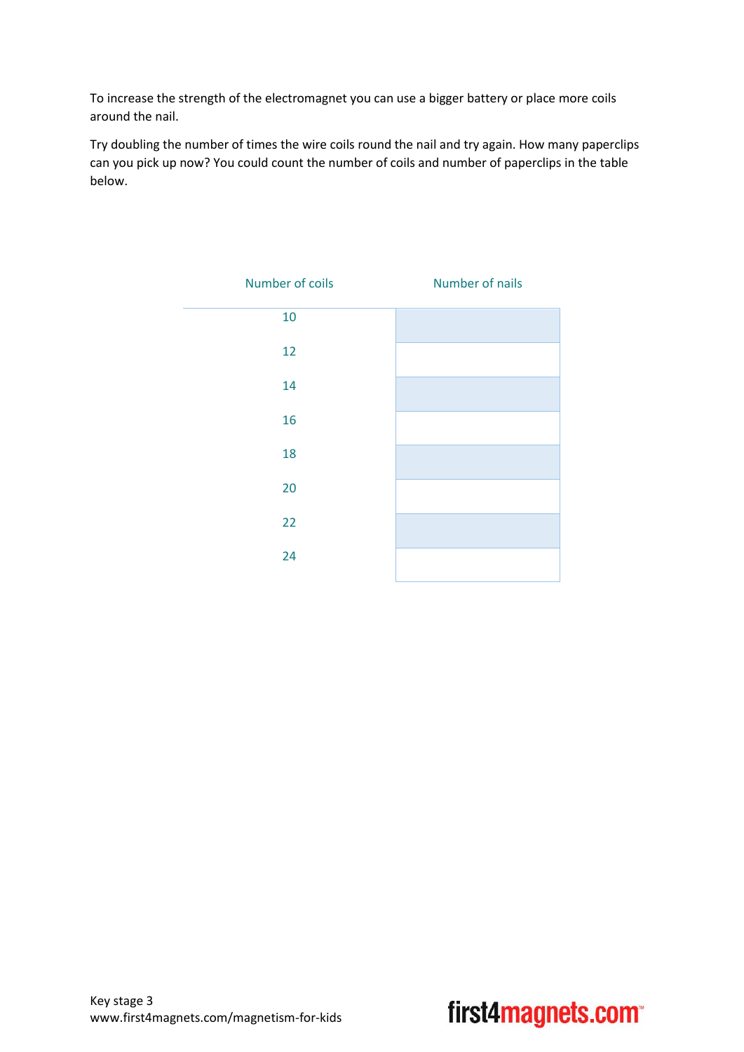To increase the strength of the electromagnet you can use a bigger battery or place more coils around the nail.

Try doubling the number of times the wire coils round the nail and try again. How many paperclips can you pick up now? You could count the number of coils and number of paperclips in the table below.

| Number of coils | Number of nails |
|---|---|
| 10 | |
| 12 | |
| 14 | |
| 16 | |
| 18 | |
| 20 | |
| 22 | |
| 24 | |

Key stage 3
www.first4magnets.com/magnetism-for-kids

first4magnets.com